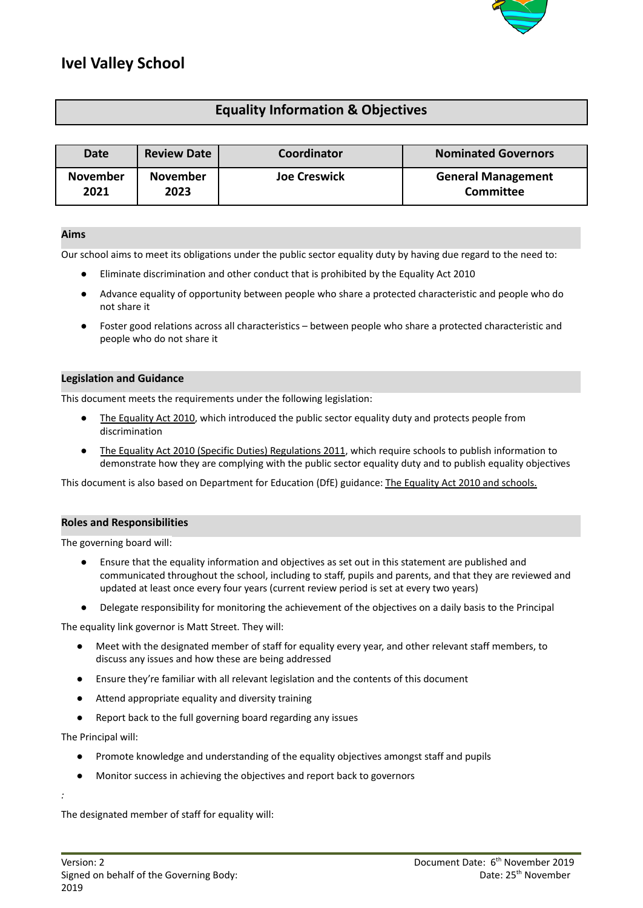# Ivel Valley School

## Equality Information & Objectives

| Date | Review Date | Coordinator | Nominated Governors |
|---|---|---|---|
| November 2021 | November 2023 | Joe Creswick | General Management Committee |

### Aims

Our school aims to meet its obligations under the public sector equality duty by having due regard to the need to:

- Eliminate discrimination and other conduct that is prohibited by the Equality Act 2010
- Advance equality of opportunity between people who share a protected characteristic and people who do not share it
- Foster good relations across all characteristics – between people who share a protected characteristic and people who do not share it

### Legislation and Guidance

This document meets the requirements under the following legislation:

- The Equality Act 2010, which introduced the public sector equality duty and protects people from discrimination
- The Equality Act 2010 (Specific Duties) Regulations 2011, which require schools to publish information to demonstrate how they are complying with the public sector equality duty and to publish equality objectives

This document is also based on Department for Education (DfE) guidance: The Equality Act 2010 and schools.

### Roles and Responsibilities

The governing board will:

- Ensure that the equality information and objectives as set out in this statement are published and communicated throughout the school, including to staff, pupils and parents, and that they are reviewed and updated at least once every four years (current review period is set at every two years)
- Delegate responsibility for monitoring the achievement of the objectives on a daily basis to the Principal

The equality link governor is Matt Street. They will:

- Meet with the designated member of staff for equality every year, and other relevant staff members, to discuss any issues and how these are being addressed
- Ensure they're familiar with all relevant legislation and the contents of this document
- Attend appropriate equality and diversity training
- Report back to the full governing board regarding any issues

The Principal will:

- Promote knowledge and understanding of the equality objectives amongst staff and pupils
- Monitor success in achieving the objectives and report back to governors

*:*

The designated member of staff for equality will:

Version: 2
Signed on behalf of the Governing Body:
Document Date: 6th November 2019
Date: 25th November 2019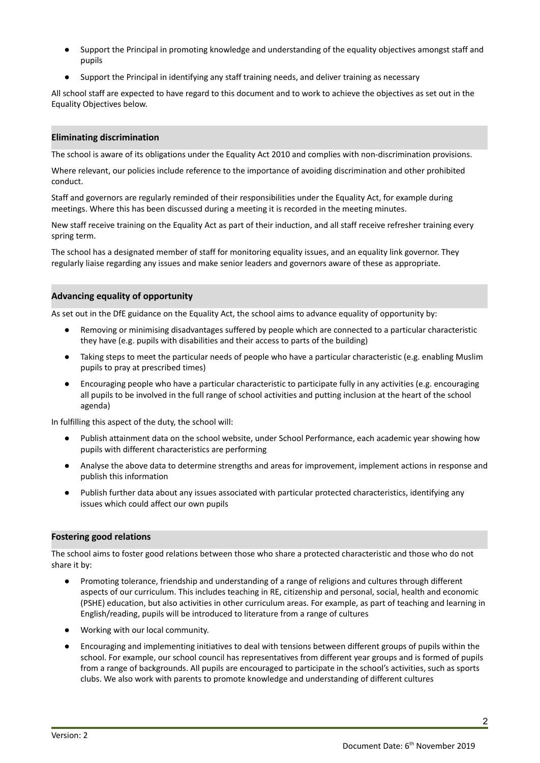- Support the Principal in promoting knowledge and understanding of the equality objectives amongst staff and pupils
- Support the Principal in identifying any staff training needs, and deliver training as necessary

All school staff are expected to have regard to this document and to work to achieve the objectives as set out in the Equality Objectives below.

## Eliminating discrimination

The school is aware of its obligations under the Equality Act 2010 and complies with non-discrimination provisions.

Where relevant, our policies include reference to the importance of avoiding discrimination and other prohibited conduct.

Staff and governors are regularly reminded of their responsibilities under the Equality Act, for example during meetings. Where this has been discussed during a meeting it is recorded in the meeting minutes.

New staff receive training on the Equality Act as part of their induction, and all staff receive refresher training every spring term.

The school has a designated member of staff for monitoring equality issues, and an equality link governor. They regularly liaise regarding any issues and make senior leaders and governors aware of these as appropriate.

## Advancing equality of opportunity

As set out in the DfE guidance on the Equality Act, the school aims to advance equality of opportunity by:

- Removing or minimising disadvantages suffered by people which are connected to a particular characteristic they have (e.g. pupils with disabilities and their access to parts of the building)
- Taking steps to meet the particular needs of people who have a particular characteristic (e.g. enabling Muslim pupils to pray at prescribed times)
- Encouraging people who have a particular characteristic to participate fully in any activities (e.g. encouraging all pupils to be involved in the full range of school activities and putting inclusion at the heart of the school agenda)

In fulfilling this aspect of the duty, the school will:

- Publish attainment data on the school website, under School Performance, each academic year showing how pupils with different characteristics are performing
- Analyse the above data to determine strengths and areas for improvement, implement actions in response and publish this information
- Publish further data about any issues associated with particular protected characteristics, identifying any issues which could affect our own pupils

## Fostering good relations

The school aims to foster good relations between those who share a protected characteristic and those who do not share it by:

- Promoting tolerance, friendship and understanding of a range of religions and cultures through different aspects of our curriculum. This includes teaching in RE, citizenship and personal, social, health and economic (PSHE) education, but also activities in other curriculum areas. For example, as part of teaching and learning in English/reading, pupils will be introduced to literature from a range of cultures
- Working with our local community.
- Encouraging and implementing initiatives to deal with tensions between different groups of pupils within the school. For example, our school council has representatives from different year groups and is formed of pupils from a range of backgrounds. All pupils are encouraged to participate in the school's activities, such as sports clubs. We also work with parents to promote knowledge and understanding of different cultures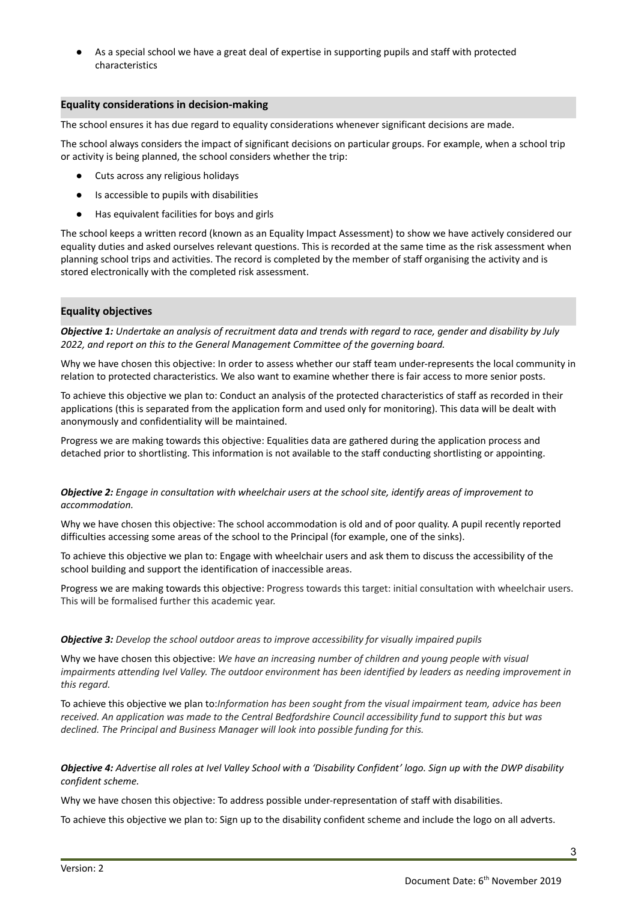- As a special school we have a great deal of expertise in supporting pupils and staff with protected characteristics

## Equality considerations in decision-making

The school ensures it has due regard to equality considerations whenever significant decisions are made.

The school always considers the impact of significant decisions on particular groups. For example, when a school trip or activity is being planned, the school considers whether the trip:

- Cuts across any religious holidays
- Is accessible to pupils with disabilities
- Has equivalent facilities for boys and girls

The school keeps a written record (known as an Equality Impact Assessment) to show we have actively considered our equality duties and asked ourselves relevant questions. This is recorded at the same time as the risk assessment when planning school trips and activities. The record is completed by the member of staff organising the activity and is stored electronically with the completed risk assessment.

## Equality objectives

***Objective 1:*** *Undertake an analysis of recruitment data and trends with regard to race, gender and disability by July 2022, and report on this to the General Management Committee of the governing board.*

Why we have chosen this objective: In order to assess whether our staff team under-represents the local community in relation to protected characteristics. We also want to examine whether there is fair access to more senior posts.

To achieve this objective we plan to: Conduct an analysis of the protected characteristics of staff as recorded in their applications (this is separated from the application form and used only for monitoring). This data will be dealt with anonymously and confidentiality will be maintained.

Progress we are making towards this objective: Equalities data are gathered during the application process and detached prior to shortlisting. This information is not available to the staff conducting shortlisting or appointing.

***Objective 2:*** *Engage in consultation with wheelchair users at the school site, identify areas of improvement to accommodation.*

Why we have chosen this objective: The school accommodation is old and of poor quality. A pupil recently reported difficulties accessing some areas of the school to the Principal (for example, one of the sinks).

To achieve this objective we plan to: Engage with wheelchair users and ask them to discuss the accessibility of the school building and support the identification of inaccessible areas.

Progress we are making towards this objective: Progress towards this target: initial consultation with wheelchair users. This will be formalised further this academic year.

***Objective 3:*** *Develop the school outdoor areas to improve accessibility for visually impaired pupils*

Why we have chosen this objective: *We have an increasing number of children and young people with visual impairments attending Ivel Valley. The outdoor environment has been identified by leaders as needing improvement in this regard.*

To achieve this objective we plan to:*Information has been sought from the visual impairment team, advice has been received. An application was made to the Central Bedfordshire Council accessibility fund to support this but was declined. The Principal and Business Manager will look into possible funding for this.*

***Objective 4:*** *Advertise all roles at Ivel Valley School with a 'Disability Confident' logo. Sign up with the DWP disability confident scheme.*

Why we have chosen this objective: To address possible under-representation of staff with disabilities.

To achieve this objective we plan to: Sign up to the disability confident scheme and include the logo on all adverts.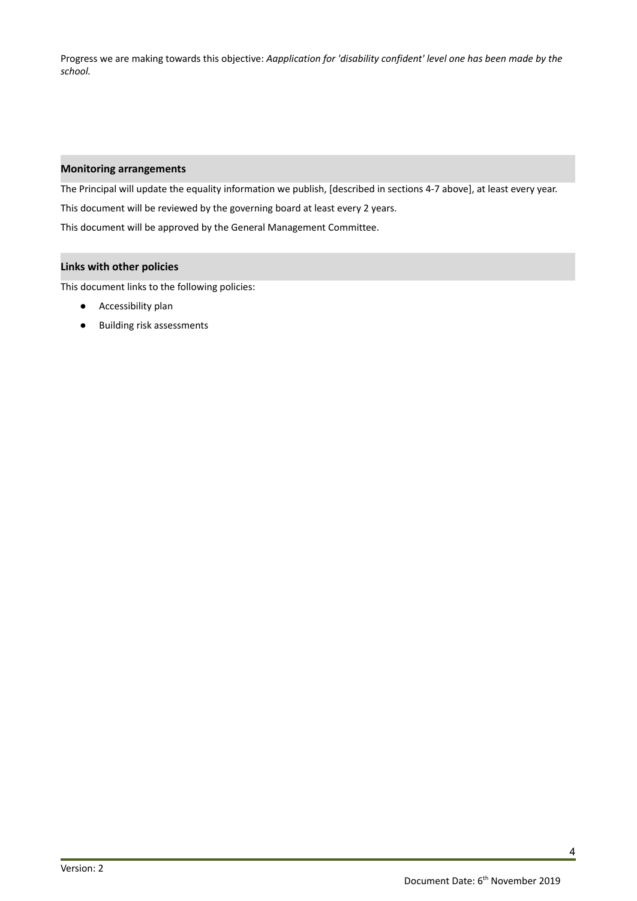Progress we are making towards this objective: *Aapplication for 'disability confident' level one has been made by the school.*

## Monitoring arrangements

The Principal will update the equality information we publish, [described in sections 4-7 above], at least every year.

This document will be reviewed by the governing board at least every 2 years.

This document will be approved by the General Management Committee.

## Links with other policies

This document links to the following policies:

- Accessibility plan
- Building risk assessments